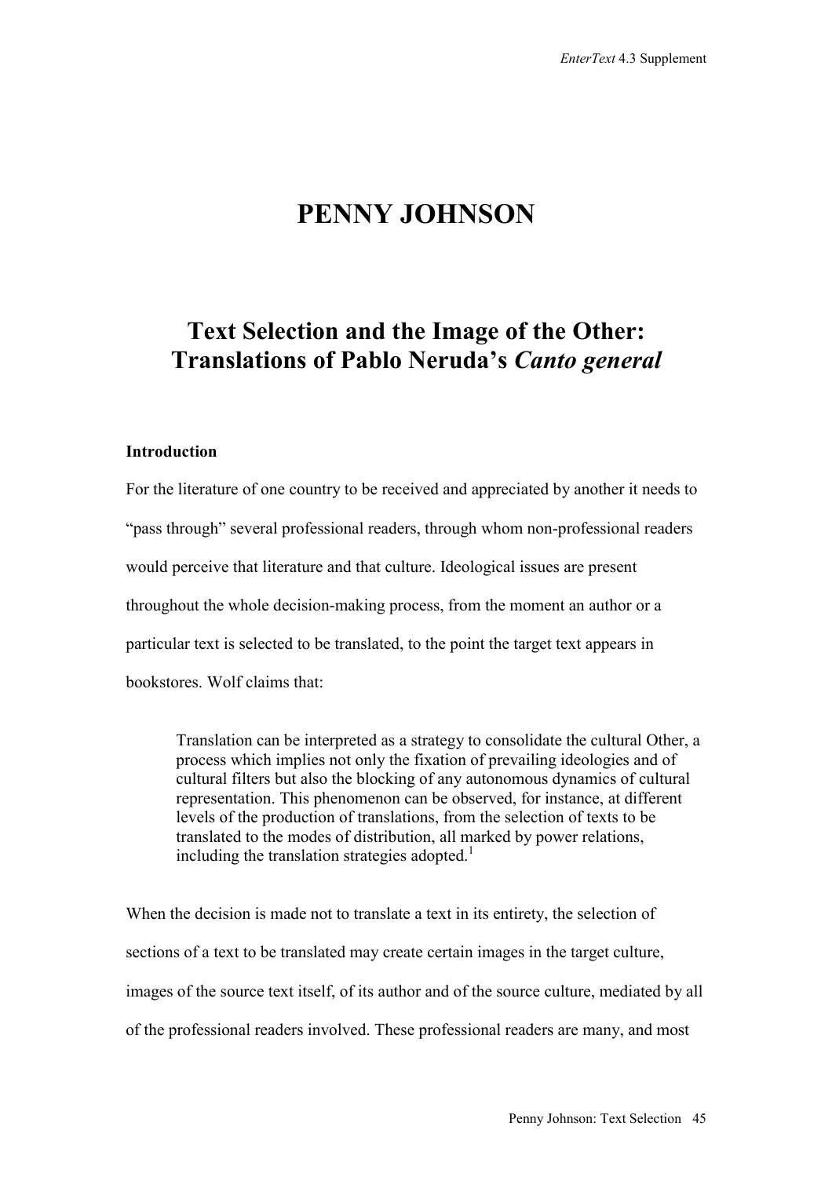# PENNY JOHNSON

## Text Selection and the Image of the Other: Translations of Pablo Neruda's *Canto general*

### Introduction

For the literature of one country to be received and appreciated by another it needs to "pass through" several professional readers, through whom non-professional readers would perceive that literature and that culture. Ideological issues are present throughout the whole decision-making process, from the moment an author or a particular text is selected to be translated, to the point the target text appears in bookstores. Wolf claims that:

> Translation can be interpreted as a strategy to consolidate the cultural Other, a process which implies not only the fixation of prevailing ideologies and of cultural filters but also the blocking of any autonomous dynamics of cultural representation. This phenomenon can be observed, for instance, at different levels of the production of translations, from the selection of texts to be translated to the modes of distribution, all marked by power relations, including the translation strategies adopted.[1]

When the decision is made not to translate a text in its entirety, the selection of sections of a text to be translated may create certain images in the target culture, images of the source text itself, of its author and of the source culture, mediated by all of the professional readers involved. These professional readers are many, and most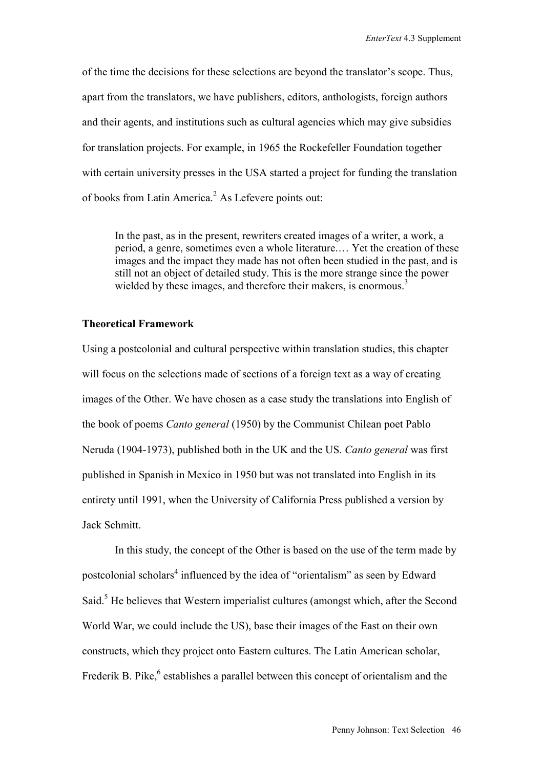of the time the decisions for these selections are beyond the translator's scope. Thus, apart from the translators, we have publishers, editors, anthologists, foreign authors and their agents, and institutions such as cultural agencies which may give subsidies for translation projects. For example, in 1965 the Rockefeller Foundation together with certain university presses in the USA started a project for funding the translation of books from Latin America.[2] As Lefevere points out:

> In the past, as in the present, rewriters created images of a writer, a work, a period, a genre, sometimes even a whole literature.… Yet the creation of these images and the impact they made has not often been studied in the past, and is still not an object of detailed study. This is the more strange since the power wielded by these images, and therefore their makers, is enormous.[3]

**Theoretical Framework**

Using a postcolonial and cultural perspective within translation studies, this chapter will focus on the selections made of sections of a foreign text as a way of creating images of the Other. We have chosen as a case study the translations into English of the book of poems *Canto general* (1950) by the Communist Chilean poet Pablo Neruda (1904-1973), published both in the UK and the US. *Canto general* was first published in Spanish in Mexico in 1950 but was not translated into English in its entirety until 1991, when the University of California Press published a version by Jack Schmitt.

In this study, the concept of the Other is based on the use of the term made by postcolonial scholars[4] influenced by the idea of "orientalism" as seen by Edward Said.[5] He believes that Western imperialist cultures (amongst which, after the Second World War, we could include the US), base their images of the East on their own constructs, which they project onto Eastern cultures. The Latin American scholar, Frederik B. Pike,[6] establishes a parallel between this concept of orientalism and the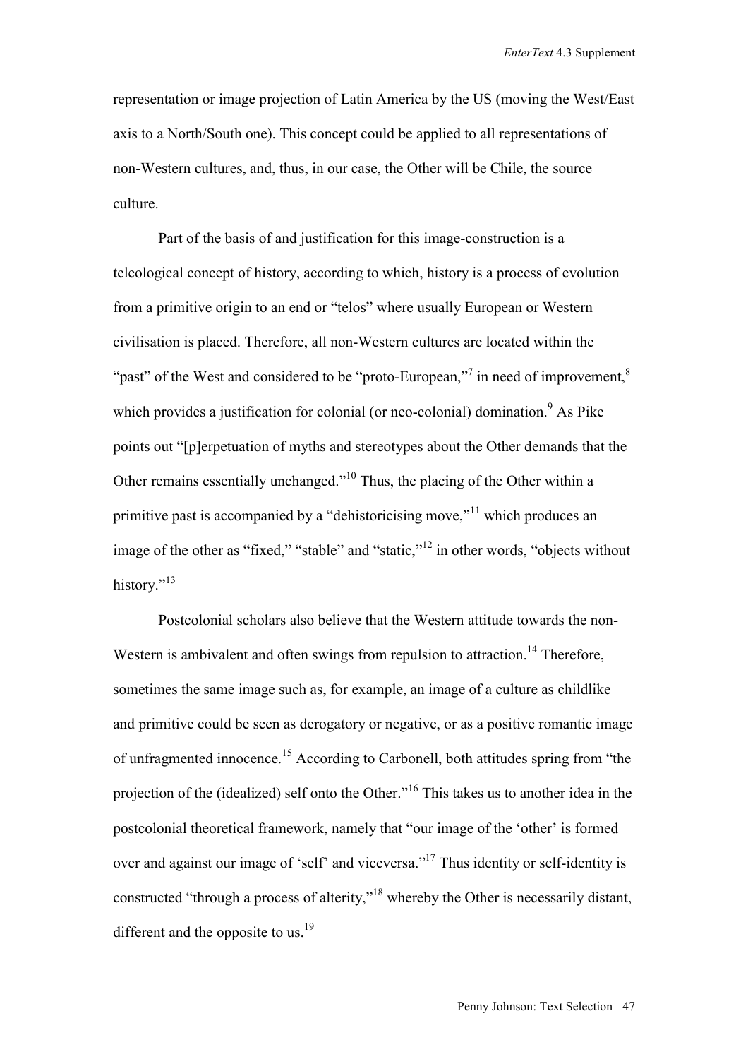representation or image projection of Latin America by the US (moving the West/East axis to a North/South one). This concept could be applied to all representations of non-Western cultures, and, thus, in our case, the Other will be Chile, the source culture.

Part of the basis of and justification for this image-construction is a teleological concept of history, according to which, history is a process of evolution from a primitive origin to an end or "telos" where usually European or Western civilisation is placed. Therefore, all non-Western cultures are located within the "past" of the West and considered to be "proto-European,"[7] in need of improvement,[8] which provides a justification for colonial (or neo-colonial) domination.[9] As Pike points out "[p]erpetuation of myths and stereotypes about the Other demands that the Other remains essentially unchanged."[10] Thus, the placing of the Other within a primitive past is accompanied by a "dehistoricising move,"[11] which produces an image of the other as "fixed," "stable" and "static,"[12] in other words, "objects without history."[13]

Postcolonial scholars also believe that the Western attitude towards the non-Western is ambivalent and often swings from repulsion to attraction.[14] Therefore, sometimes the same image such as, for example, an image of a culture as childlike and primitive could be seen as derogatory or negative, or as a positive romantic image of unfragmented innocence.[15] According to Carbonell, both attitudes spring from "the projection of the (idealized) self onto the Other."[16] This takes us to another idea in the postcolonial theoretical framework, namely that "our image of the 'other' is formed over and against our image of 'self' and viceversa."[17] Thus identity or self-identity is constructed "through a process of alterity,"[18] whereby the Other is necessarily distant, different and the opposite to us.[19]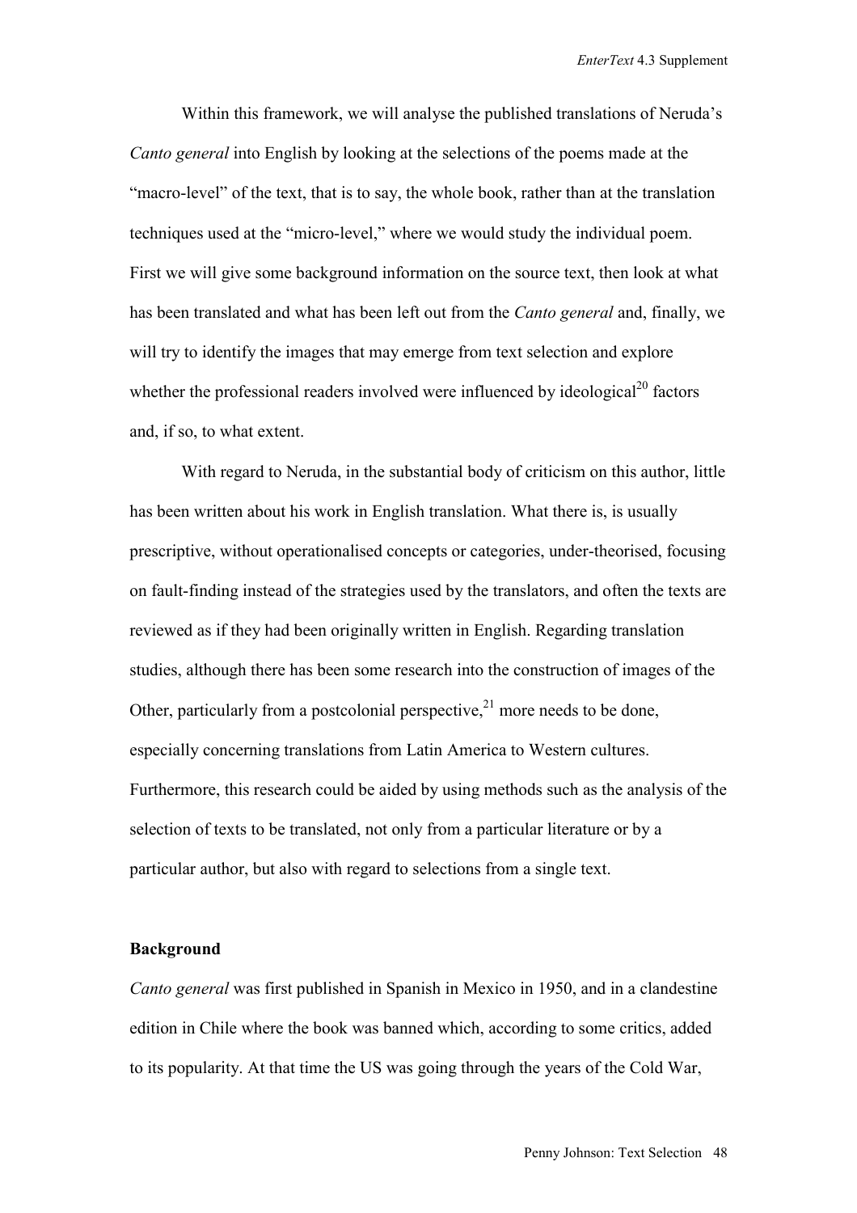Within this framework, we will analyse the published translations of Neruda's *Canto general* into English by looking at the selections of the poems made at the "macro-level" of the text, that is to say, the whole book, rather than at the translation techniques used at the "micro-level," where we would study the individual poem. First we will give some background information on the source text, then look at what has been translated and what has been left out from the *Canto general* and, finally, we will try to identify the images that may emerge from text selection and explore whether the professional readers involved were influenced by ideological[20] factors and, if so, to what extent.

With regard to Neruda, in the substantial body of criticism on this author, little has been written about his work in English translation. What there is, is usually prescriptive, without operationalised concepts or categories, under-theorised, focusing on fault-finding instead of the strategies used by the translators, and often the texts are reviewed as if they had been originally written in English. Regarding translation studies, although there has been some research into the construction of images of the Other, particularly from a postcolonial perspective,[21] more needs to be done, especially concerning translations from Latin America to Western cultures. Furthermore, this research could be aided by using methods such as the analysis of the selection of texts to be translated, not only from a particular literature or by a particular author, but also with regard to selections from a single text.

## Background

*Canto general* was first published in Spanish in Mexico in 1950, and in a clandestine edition in Chile where the book was banned which, according to some critics, added to its popularity. At that time the US was going through the years of the Cold War,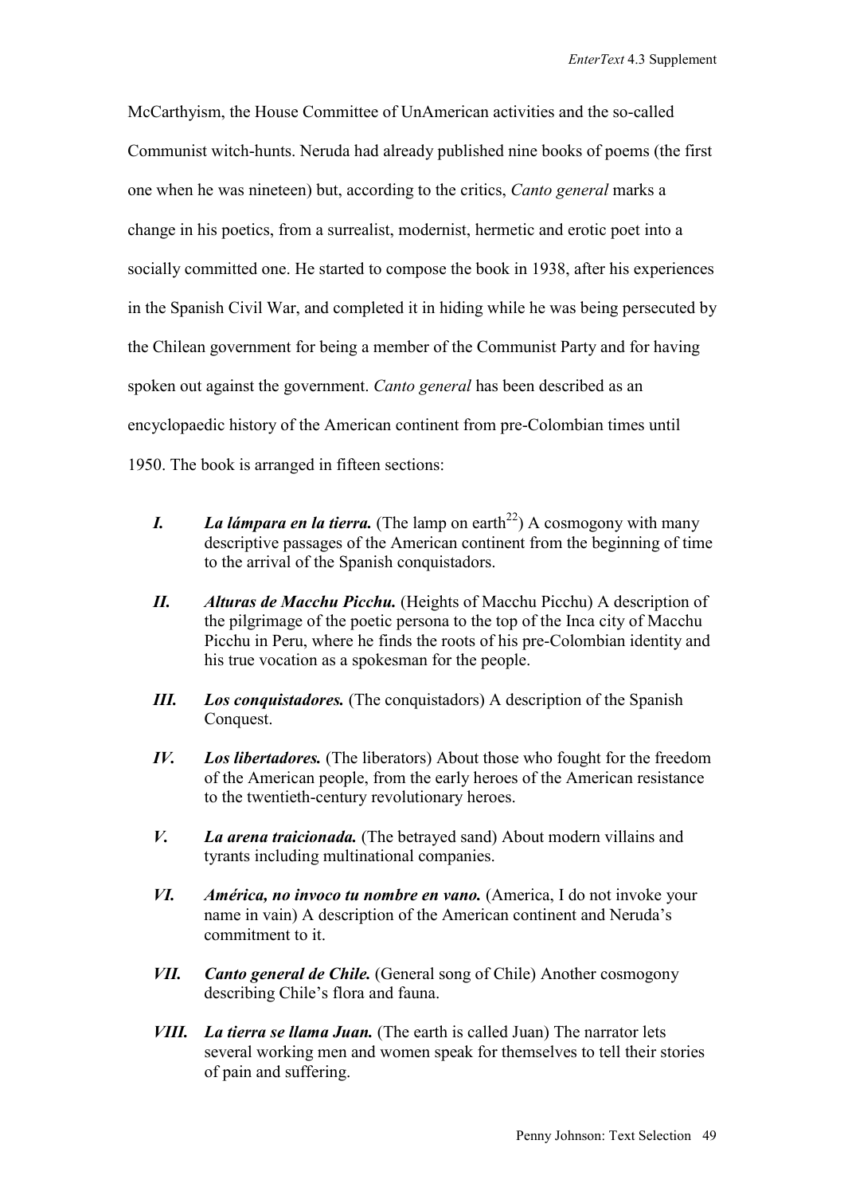McCarthyism, the House Committee of UnAmerican activities and the so-called Communist witch-hunts. Neruda had already published nine books of poems (the first one when he was nineteen) but, according to the critics, *Canto general* marks a change in his poetics, from a surrealist, modernist, hermetic and erotic poet into a socially committed one. He started to compose the book in 1938, after his experiences in the Spanish Civil War, and completed it in hiding while he was being persecuted by the Chilean government for being a member of the Communist Party and for having spoken out against the government. *Canto general* has been described as an encyclopaedic history of the American continent from pre-Colombian times until 1950. The book is arranged in fifteen sections:

***I.*** ***La lámpara en la tierra.*** (The lamp on earth[22]) A cosmogony with many descriptive passages of the American continent from the beginning of time to the arrival of the Spanish conquistadors.

***II.*** ***Alturas de Macchu Picchu.*** (Heights of Macchu Picchu) A description of the pilgrimage of the poetic persona to the top of the Inca city of Macchu Picchu in Peru, where he finds the roots of his pre-Colombian identity and his true vocation as a spokesman for the people.

***III.*** ***Los conquistadores.*** (The conquistadors) A description of the Spanish Conquest.

***IV.*** ***Los libertadores.*** (The liberators) About those who fought for the freedom of the American people, from the early heroes of the American resistance to the twentieth-century revolutionary heroes.

***V.*** ***La arena traicionada.*** (The betrayed sand) About modern villains and tyrants including multinational companies.

***VI.*** ***América, no invoco tu nombre en vano.*** (America, I do not invoke your name in vain) A description of the American continent and Neruda's commitment to it.

***VII.*** ***Canto general de Chile.*** (General song of Chile) Another cosmogony describing Chile's flora and fauna.

***VIII.*** ***La tierra se llama Juan.*** (The earth is called Juan) The narrator lets several working men and women speak for themselves to tell their stories of pain and suffering.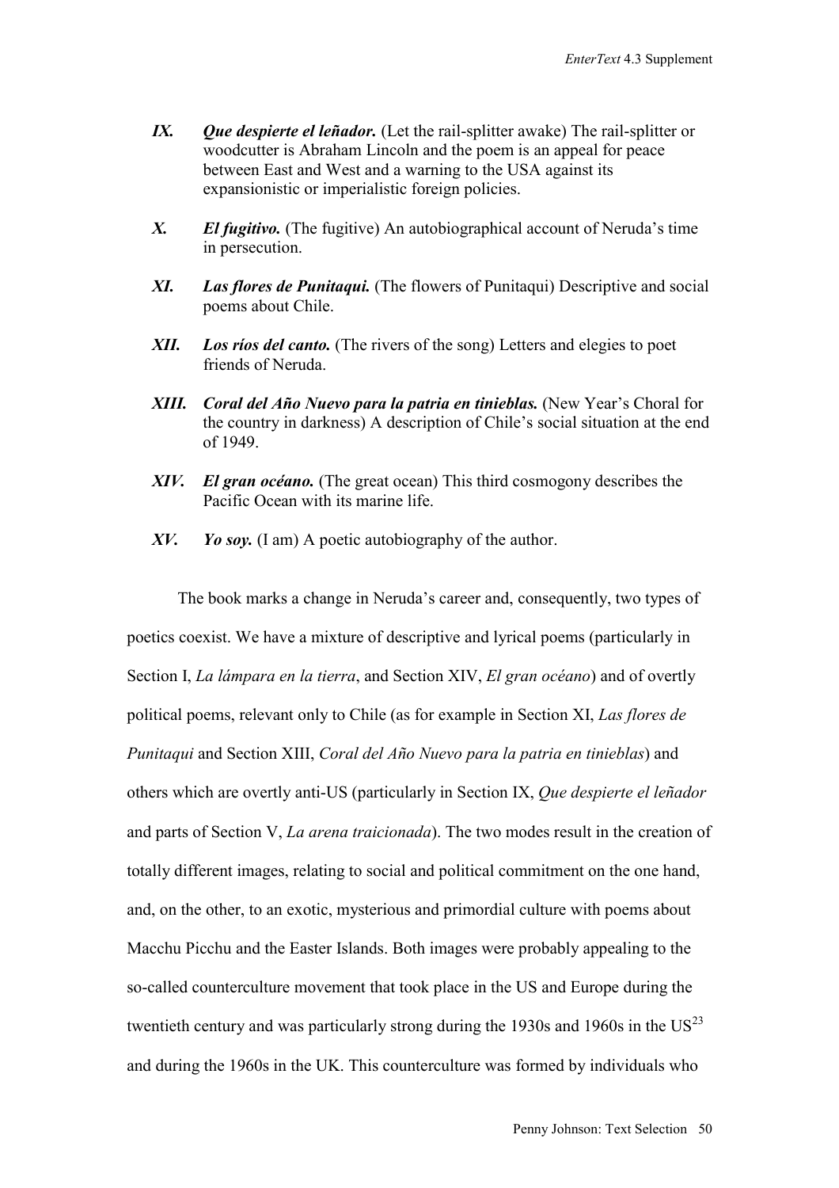- ***IX. Que despierte el leñador.*** (Let the rail-splitter awake) The rail-splitter or woodcutter is Abraham Lincoln and the poem is an appeal for peace between East and West and a warning to the USA against its expansionistic or imperialistic foreign policies.
- ***X. El fugitivo.*** (The fugitive) An autobiographical account of Neruda's time in persecution.
- ***XI. Las flores de Punitaqui.*** (The flowers of Punitaqui) Descriptive and social poems about Chile.
- ***XII. Los ríos del canto.*** (The rivers of the song) Letters and elegies to poet friends of Neruda.
- ***XIII. Coral del Año Nuevo para la patria en tinieblas.*** (New Year's Choral for the country in darkness) A description of Chile's social situation at the end of 1949.
- ***XIV. El gran océano.*** (The great ocean) This third cosmogony describes the Pacific Ocean with its marine life.
- ***XV. Yo soy.*** (I am) A poetic autobiography of the author.

The book marks a change in Neruda's career and, consequently, two types of poetics coexist. We have a mixture of descriptive and lyrical poems (particularly in Section I, *La lámpara en la tierra*, and Section XIV, *El gran océano*) and of overtly political poems, relevant only to Chile (as for example in Section XI, *Las flores de Punitaqui* and Section XIII, *Coral del Año Nuevo para la patria en tinieblas*) and others which are overtly anti-US (particularly in Section IX, *Que despierte el leñador* and parts of Section V, *La arena traicionada*). The two modes result in the creation of totally different images, relating to social and political commitment on the one hand, and, on the other, to an exotic, mysterious and primordial culture with poems about Macchu Picchu and the Easter Islands. Both images were probably appealing to the so-called counterculture movement that took place in the US and Europe during the twentieth century and was particularly strong during the 1930s and 1960s in the US[23] and during the 1960s in the UK. This counterculture was formed by individuals who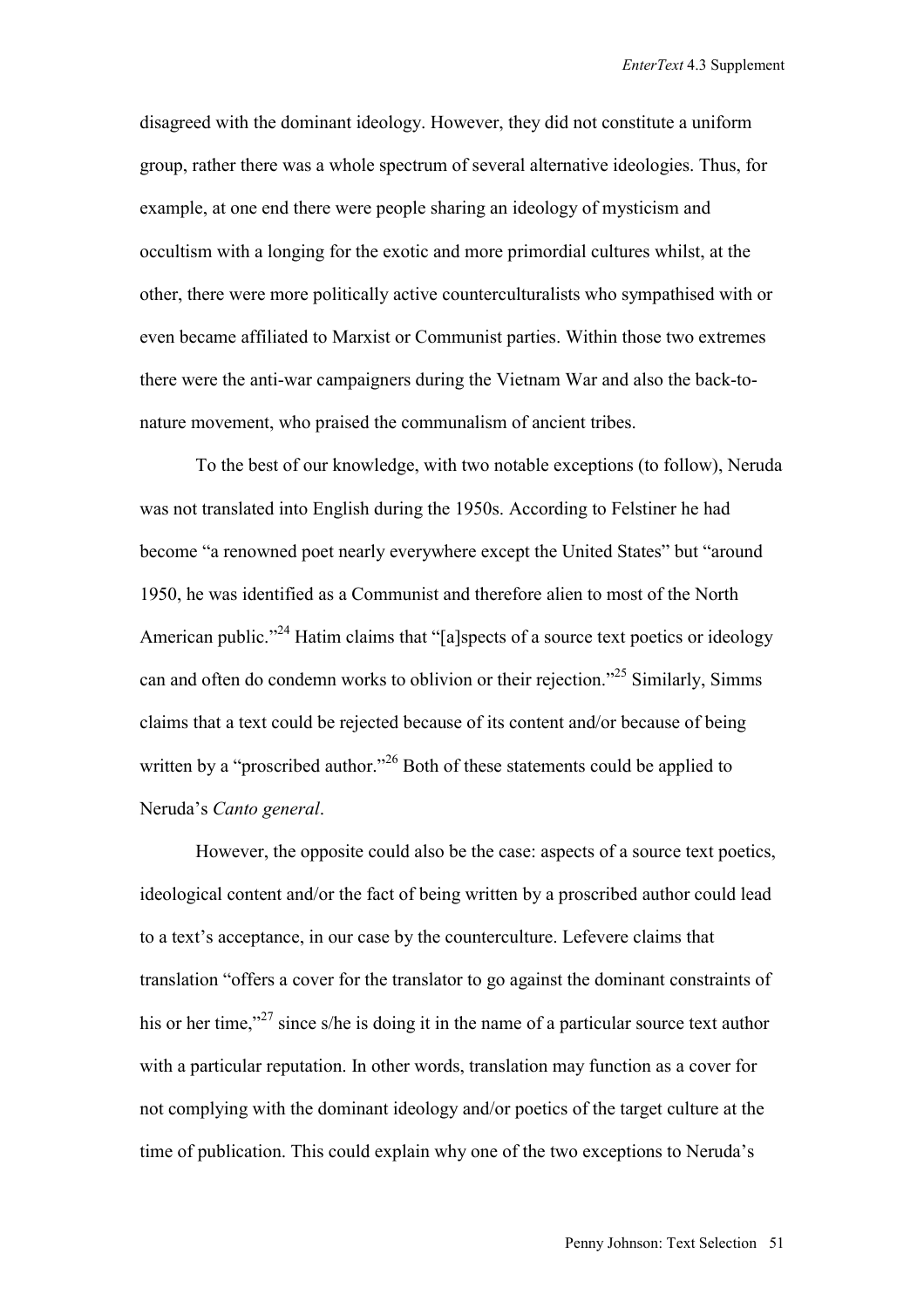disagreed with the dominant ideology. However, they did not constitute a uniform group, rather there was a whole spectrum of several alternative ideologies. Thus, for example, at one end there were people sharing an ideology of mysticism and occultism with a longing for the exotic and more primordial cultures whilst, at the other, there were more politically active counterculturalists who sympathised with or even became affiliated to Marxist or Communist parties. Within those two extremes there were the anti-war campaigners during the Vietnam War and also the back-to-nature movement, who praised the communalism of ancient tribes.

To the best of our knowledge, with two notable exceptions (to follow), Neruda was not translated into English during the 1950s. According to Felstiner he had become "a renowned poet nearly everywhere except the United States" but "around 1950, he was identified as a Communist and therefore alien to most of the North American public."[24] Hatim claims that "[a]spects of a source text poetics or ideology can and often do condemn works to oblivion or their rejection."[25] Similarly, Simms claims that a text could be rejected because of its content and/or because of being written by a "proscribed author."[26] Both of these statements could be applied to Neruda's *Canto general*.

However, the opposite could also be the case: aspects of a source text poetics, ideological content and/or the fact of being written by a proscribed author could lead to a text's acceptance, in our case by the counterculture. Lefevere claims that translation "offers a cover for the translator to go against the dominant constraints of his or her time,"[27] since s/he is doing it in the name of a particular source text author with a particular reputation. In other words, translation may function as a cover for not complying with the dominant ideology and/or poetics of the target culture at the time of publication. This could explain why one of the two exceptions to Neruda's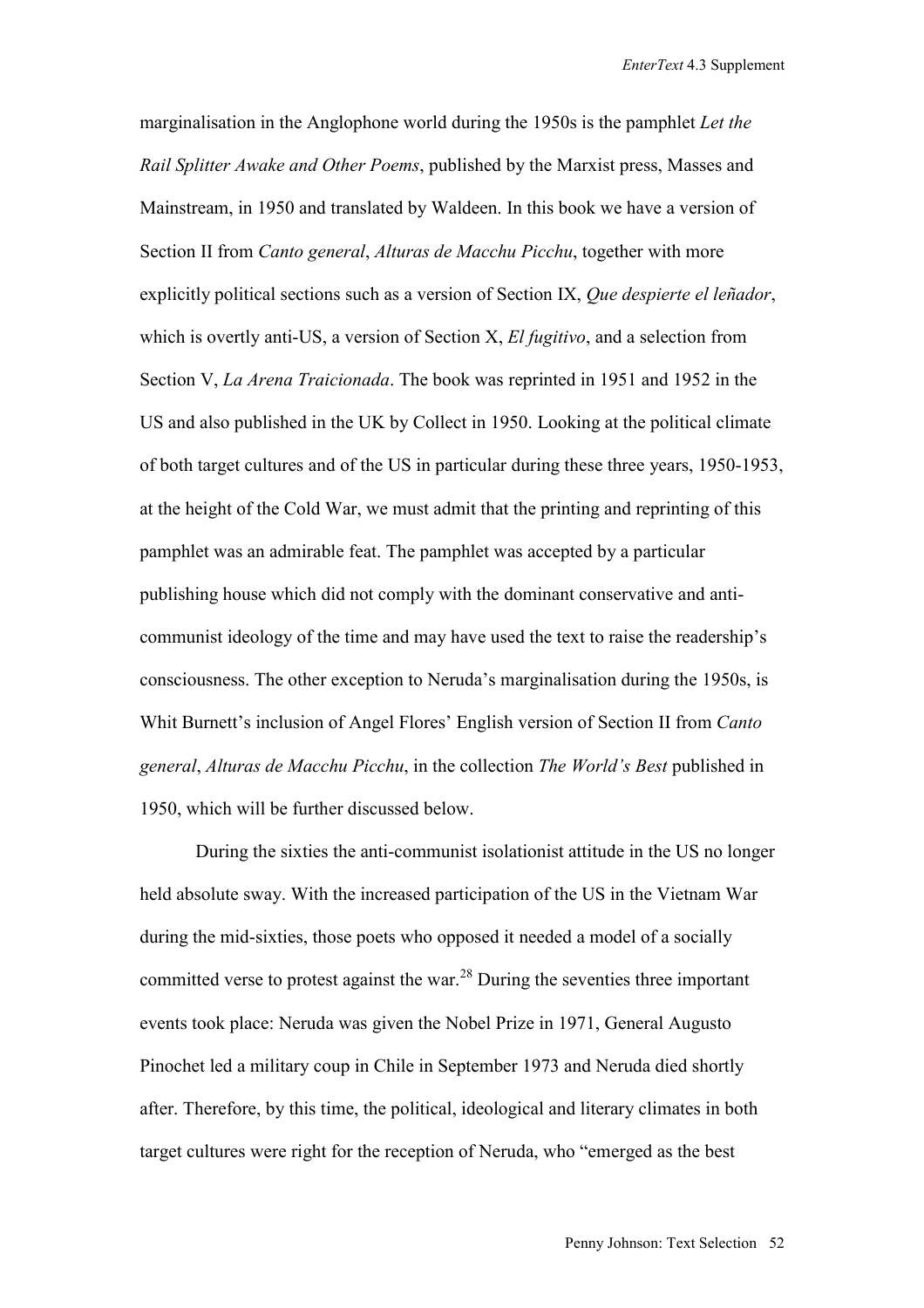marginalisation in the Anglophone world during the 1950s is the pamphlet *Let the Rail Splitter Awake and Other Poems*, published by the Marxist press, Masses and Mainstream, in 1950 and translated by Waldeen. In this book we have a version of Section II from *Canto general*, *Alturas de Macchu Picchu*, together with more explicitly political sections such as a version of Section IX, *Que despierte el leñador*, which is overtly anti-US, a version of Section X, *El fugitivo*, and a selection from Section V, *La Arena Traicionada*. The book was reprinted in 1951 and 1952 in the US and also published in the UK by Collect in 1950. Looking at the political climate of both target cultures and of the US in particular during these three years, 1950-1953, at the height of the Cold War, we must admit that the printing and reprinting of this pamphlet was an admirable feat. The pamphlet was accepted by a particular publishing house which did not comply with the dominant conservative and anti-communist ideology of the time and may have used the text to raise the readership's consciousness. The other exception to Neruda's marginalisation during the 1950s, is Whit Burnett's inclusion of Angel Flores' English version of Section II from *Canto general*, *Alturas de Macchu Picchu*, in the collection *The World's Best* published in 1950, which will be further discussed below.

During the sixties the anti-communist isolationist attitude in the US no longer held absolute sway. With the increased participation of the US in the Vietnam War during the mid-sixties, those poets who opposed it needed a model of a socially committed verse to protest against the war.[28] During the seventies three important events took place: Neruda was given the Nobel Prize in 1971, General Augusto Pinochet led a military coup in Chile in September 1973 and Neruda died shortly after. Therefore, by this time, the political, ideological and literary climates in both target cultures were right for the reception of Neruda, who "emerged as the best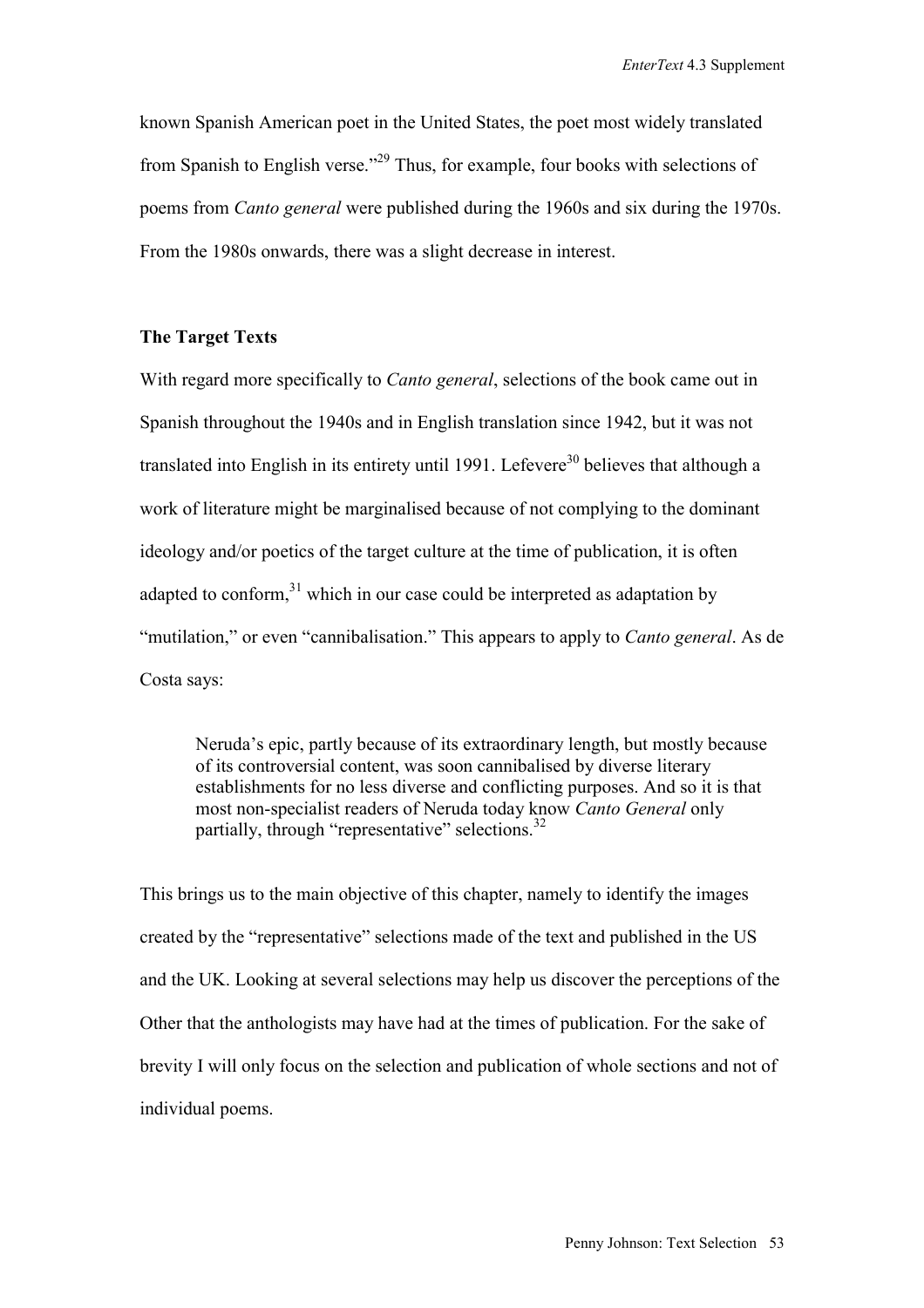known Spanish American poet in the United States, the poet most widely translated from Spanish to English verse."[29] Thus, for example, four books with selections of poems from *Canto general* were published during the 1960s and six during the 1970s. From the 1980s onwards, there was a slight decrease in interest.

**The Target Texts**

With regard more specifically to *Canto general*, selections of the book came out in Spanish throughout the 1940s and in English translation since 1942, but it was not translated into English in its entirety until 1991. Lefevere[30] believes that although a work of literature might be marginalised because of not complying to the dominant ideology and/or poetics of the target culture at the time of publication, it is often adapted to conform,[31] which in our case could be interpreted as adaptation by "mutilation," or even "cannibalisation." This appears to apply to *Canto general*. As de Costa says:

> Neruda's epic, partly because of its extraordinary length, but mostly because of its controversial content, was soon cannibalised by diverse literary establishments for no less diverse and conflicting purposes. And so it is that most non-specialist readers of Neruda today know *Canto General* only partially, through "representative" selections.[32]

This brings us to the main objective of this chapter, namely to identify the images created by the "representative" selections made of the text and published in the US and the UK. Looking at several selections may help us discover the perceptions of the Other that the anthologists may have had at the times of publication. For the sake of brevity I will only focus on the selection and publication of whole sections and not of individual poems.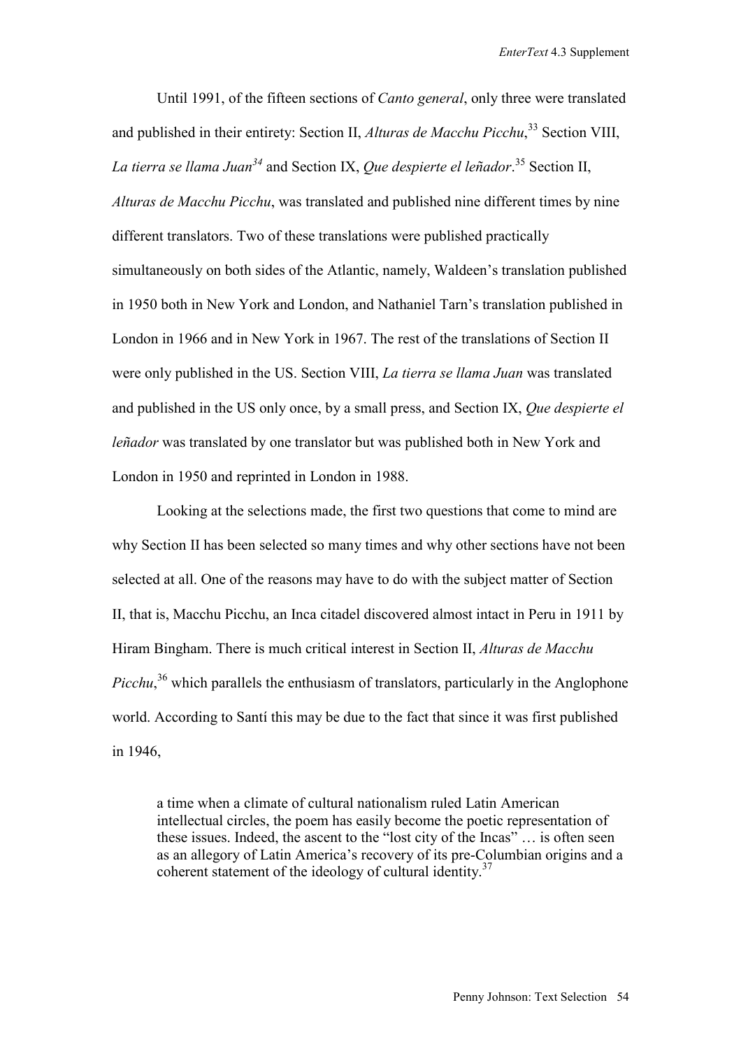Until 1991, of the fifteen sections of *Canto general*, only three were translated and published in their entirety: Section II, *Alturas de Macchu Picchu*,[33] Section VIII, *La tierra se llama Juan*[34] and Section IX, *Que despierte el leñador*.[35] Section II, *Alturas de Macchu Picchu*, was translated and published nine different times by nine different translators. Two of these translations were published practically simultaneously on both sides of the Atlantic, namely, Waldeen's translation published in 1950 both in New York and London, and Nathaniel Tarn's translation published in London in 1966 and in New York in 1967. The rest of the translations of Section II were only published in the US. Section VIII, *La tierra se llama Juan* was translated and published in the US only once, by a small press, and Section IX, *Que despierte el leñador* was translated by one translator but was published both in New York and London in 1950 and reprinted in London in 1988.

Looking at the selections made, the first two questions that come to mind are why Section II has been selected so many times and why other sections have not been selected at all. One of the reasons may have to do with the subject matter of Section II, that is, Macchu Picchu, an Inca citadel discovered almost intact in Peru in 1911 by Hiram Bingham. There is much critical interest in Section II, *Alturas de Macchu Picchu*,[36] which parallels the enthusiasm of translators, particularly in the Anglophone world. According to Santí this may be due to the fact that since it was first published in 1946,

> a time when a climate of cultural nationalism ruled Latin American intellectual circles, the poem has easily become the poetic representation of these issues. Indeed, the ascent to the "lost city of the Incas" … is often seen as an allegory of Latin America's recovery of its pre-Columbian origins and a coherent statement of the ideology of cultural identity.[37]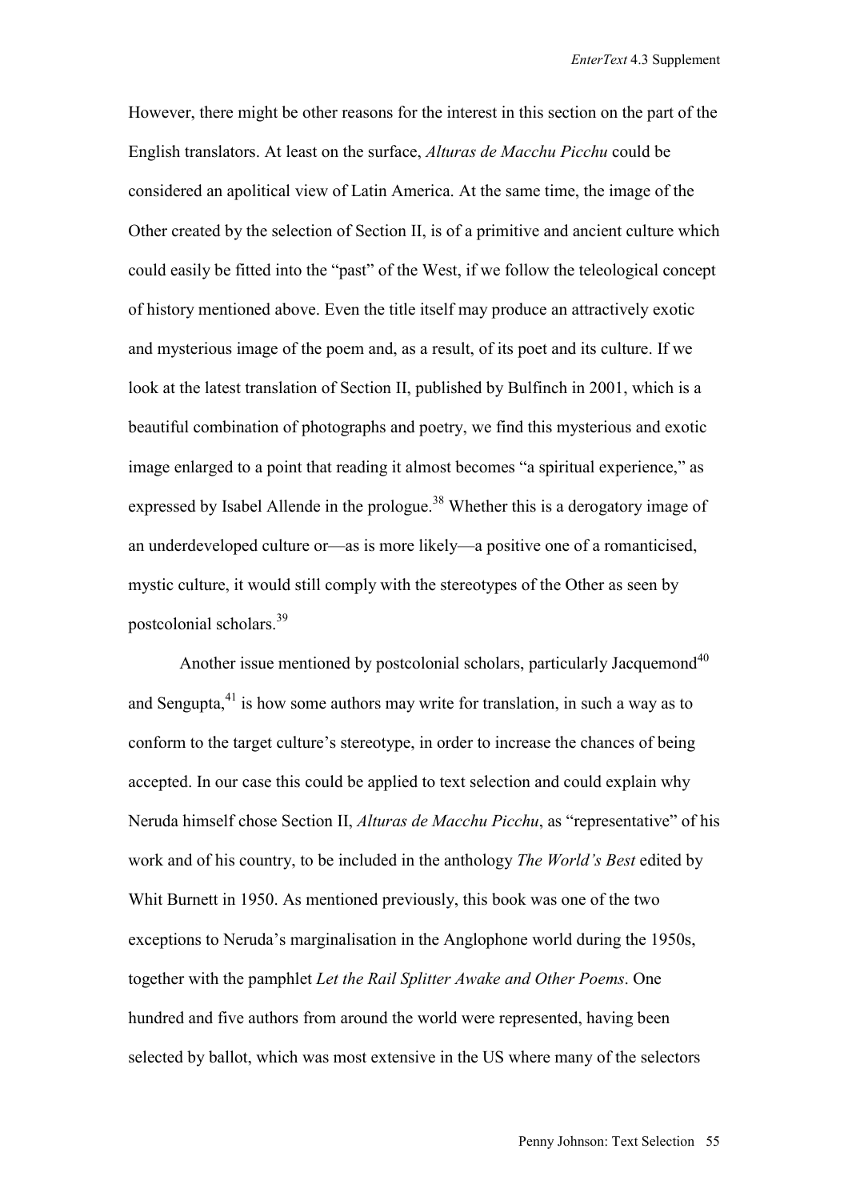However, there might be other reasons for the interest in this section on the part of the English translators. At least on the surface, *Alturas de Macchu Picchu* could be considered an apolitical view of Latin America. At the same time, the image of the Other created by the selection of Section II, is of a primitive and ancient culture which could easily be fitted into the "past" of the West, if we follow the teleological concept of history mentioned above. Even the title itself may produce an attractively exotic and mysterious image of the poem and, as a result, of its poet and its culture. If we look at the latest translation of Section II, published by Bulfinch in 2001, which is a beautiful combination of photographs and poetry, we find this mysterious and exotic image enlarged to a point that reading it almost becomes "a spiritual experience," as expressed by Isabel Allende in the prologue.[38] Whether this is a derogatory image of an underdeveloped culture or—as is more likely—a positive one of a romanticised, mystic culture, it would still comply with the stereotypes of the Other as seen by postcolonial scholars.[39]

Another issue mentioned by postcolonial scholars, particularly Jacquemond[40] and Sengupta,[41] is how some authors may write for translation, in such a way as to conform to the target culture's stereotype, in order to increase the chances of being accepted. In our case this could be applied to text selection and could explain why Neruda himself chose Section II, *Alturas de Macchu Picchu*, as "representative" of his work and of his country, to be included in the anthology *The World's Best* edited by Whit Burnett in 1950. As mentioned previously, this book was one of the two exceptions to Neruda's marginalisation in the Anglophone world during the 1950s, together with the pamphlet *Let the Rail Splitter Awake and Other Poems*. One hundred and five authors from around the world were represented, having been selected by ballot, which was most extensive in the US where many of the selectors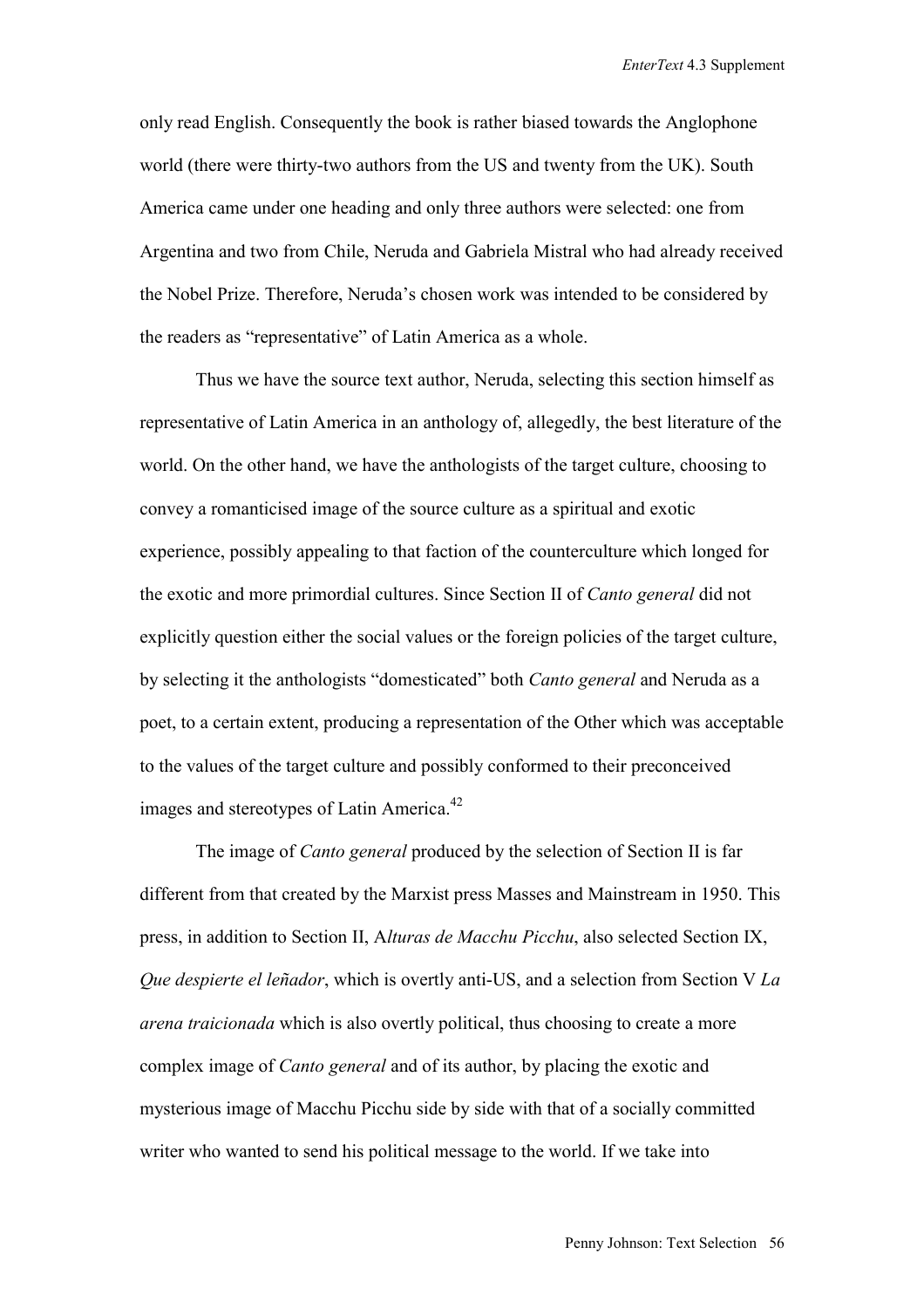only read English. Consequently the book is rather biased towards the Anglophone world (there were thirty-two authors from the US and twenty from the UK). South America came under one heading and only three authors were selected: one from Argentina and two from Chile, Neruda and Gabriela Mistral who had already received the Nobel Prize. Therefore, Neruda's chosen work was intended to be considered by the readers as "representative" of Latin America as a whole.

Thus we have the source text author, Neruda, selecting this section himself as representative of Latin America in an anthology of, allegedly, the best literature of the world. On the other hand, we have the anthologists of the target culture, choosing to convey a romanticised image of the source culture as a spiritual and exotic experience, possibly appealing to that faction of the counterculture which longed for the exotic and more primordial cultures. Since Section II of *Canto general* did not explicitly question either the social values or the foreign policies of the target culture, by selecting it the anthologists "domesticated" both *Canto general* and Neruda as a poet, to a certain extent, producing a representation of the Other which was acceptable to the values of the target culture and possibly conformed to their preconceived images and stereotypes of Latin America.[42]

The image of *Canto general* produced by the selection of Section II is far different from that created by the Marxist press Masses and Mainstream in 1950. This press, in addition to Section II, A*lturas de Macchu Picchu*, also selected Section IX, *Que despierte el leñador*, which is overtly anti-US, and a selection from Section V *La arena traicionada* which is also overtly political, thus choosing to create a more complex image of *Canto general* and of its author, by placing the exotic and mysterious image of Macchu Picchu side by side with that of a socially committed writer who wanted to send his political message to the world. If we take into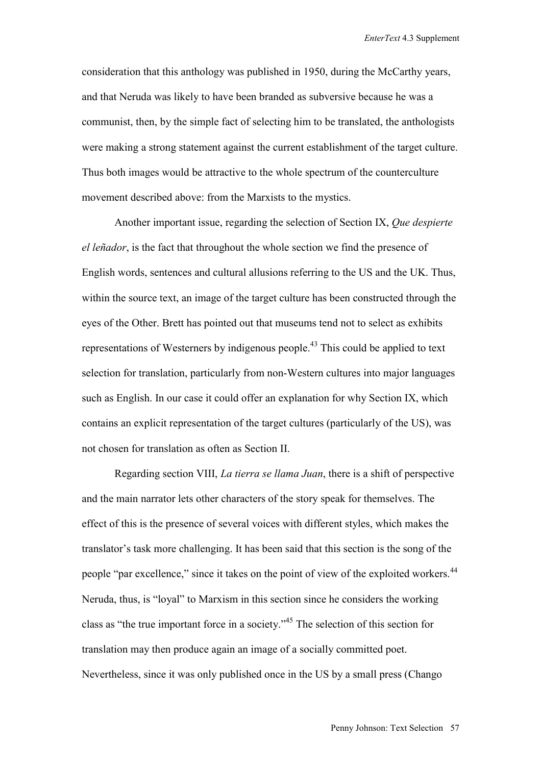consideration that this anthology was published in 1950, during the McCarthy years, and that Neruda was likely to have been branded as subversive because he was a communist, then, by the simple fact of selecting him to be translated, the anthologists were making a strong statement against the current establishment of the target culture. Thus both images would be attractive to the whole spectrum of the counterculture movement described above: from the Marxists to the mystics.

Another important issue, regarding the selection of Section IX, *Que despierte el leñador*, is the fact that throughout the whole section we find the presence of English words, sentences and cultural allusions referring to the US and the UK. Thus, within the source text, an image of the target culture has been constructed through the eyes of the Other. Brett has pointed out that museums tend not to select as exhibits representations of Westerners by indigenous people.[43] This could be applied to text selection for translation, particularly from non-Western cultures into major languages such as English. In our case it could offer an explanation for why Section IX, which contains an explicit representation of the target cultures (particularly of the US), was not chosen for translation as often as Section II.

Regarding section VIII, *La tierra se llama Juan*, there is a shift of perspective and the main narrator lets other characters of the story speak for themselves. The effect of this is the presence of several voices with different styles, which makes the translator's task more challenging. It has been said that this section is the song of the people "par excellence," since it takes on the point of view of the exploited workers.[44] Neruda, thus, is "loyal" to Marxism in this section since he considers the working class as "the true important force in a society."[45] The selection of this section for translation may then produce again an image of a socially committed poet. Nevertheless, since it was only published once in the US by a small press (Chango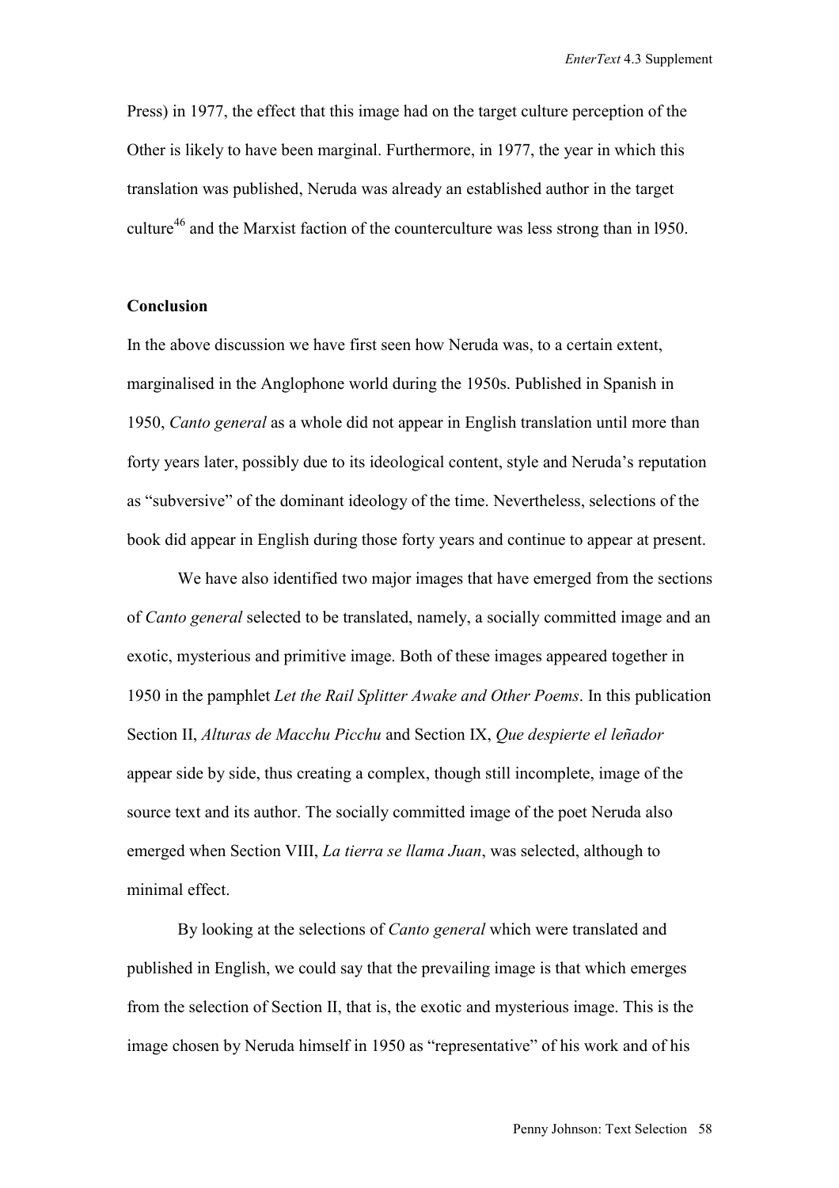Press) in 1977, the effect that this image had on the target culture perception of the Other is likely to have been marginal. Furthermore, in 1977, the year in which this translation was published, Neruda was already an established author in the target culture[46] and the Marxist faction of the counterculture was less strong than in l950.

## Conclusion

In the above discussion we have first seen how Neruda was, to a certain extent, marginalised in the Anglophone world during the 1950s. Published in Spanish in 1950, *Canto general* as a whole did not appear in English translation until more than forty years later, possibly due to its ideological content, style and Neruda's reputation as "subversive" of the dominant ideology of the time. Nevertheless, selections of the book did appear in English during those forty years and continue to appear at present.

We have also identified two major images that have emerged from the sections of *Canto general* selected to be translated, namely, a socially committed image and an exotic, mysterious and primitive image. Both of these images appeared together in 1950 in the pamphlet *Let the Rail Splitter Awake and Other Poems*. In this publication Section II, *Alturas de Macchu Picchu* and Section IX, *Que despierte el leñador* appear side by side, thus creating a complex, though still incomplete, image of the source text and its author. The socially committed image of the poet Neruda also emerged when Section VIII, *La tierra se llama Juan*, was selected, although to minimal effect.

By looking at the selections of *Canto general* which were translated and published in English, we could say that the prevailing image is that which emerges from the selection of Section II, that is, the exotic and mysterious image. This is the image chosen by Neruda himself in 1950 as "representative" of his work and of his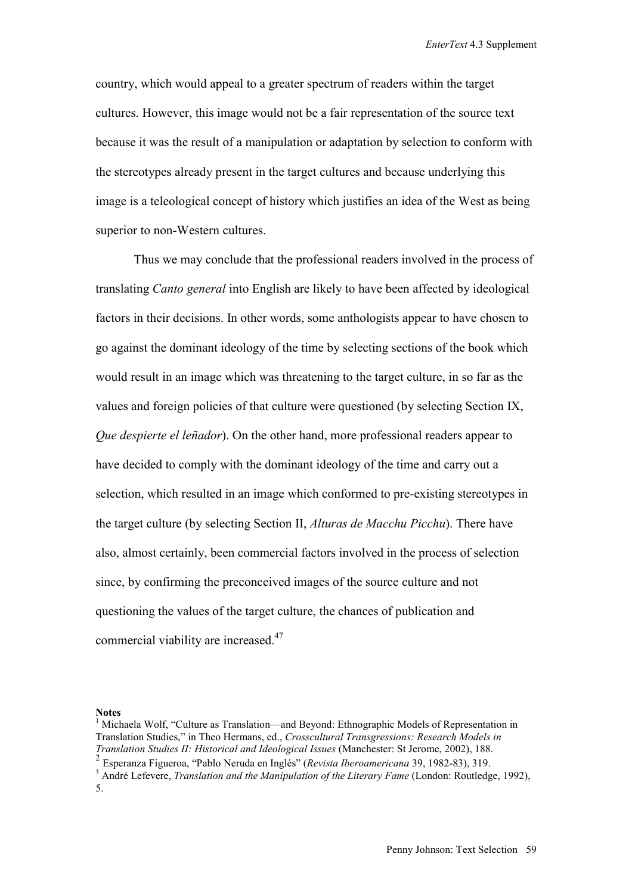country, which would appeal to a greater spectrum of readers within the target cultures. However, this image would not be a fair representation of the source text because it was the result of a manipulation or adaptation by selection to conform with the stereotypes already present in the target cultures and because underlying this image is a teleological concept of history which justifies an idea of the West as being superior to non-Western cultures.

Thus we may conclude that the professional readers involved in the process of translating *Canto general* into English are likely to have been affected by ideological factors in their decisions. In other words, some anthologists appear to have chosen to go against the dominant ideology of the time by selecting sections of the book which would result in an image which was threatening to the target culture, in so far as the values and foreign policies of that culture were questioned (by selecting Section IX, *Que despierte el leñador*). On the other hand, more professional readers appear to have decided to comply with the dominant ideology of the time and carry out a selection, which resulted in an image which conformed to pre-existing stereotypes in the target culture (by selecting Section II, *Alturas de Macchu Picchu*). There have also, almost certainly, been commercial factors involved in the process of selection since, by confirming the preconceived images of the source culture and not questioning the values of the target culture, the chances of publication and commercial viability are increased.[47]

**Notes**

[1] Michaela Wolf, "Culture as Translation—and Beyond: Ethnographic Models of Representation in Translation Studies," in Theo Hermans, ed., *Crosscultural Transgressions: Research Models in Translation Studies II: Historical and Ideological Issues* (Manchester: St Jerome, 2002), 188.

[2] Esperanza Figueroa, "Pablo Neruda en Inglés" (*Revista Iberoamericana* 39, 1982-83), 319.

[3] André Lefevere, *Translation and the Manipulation of the Literary Fame* (London: Routledge, 1992), 5.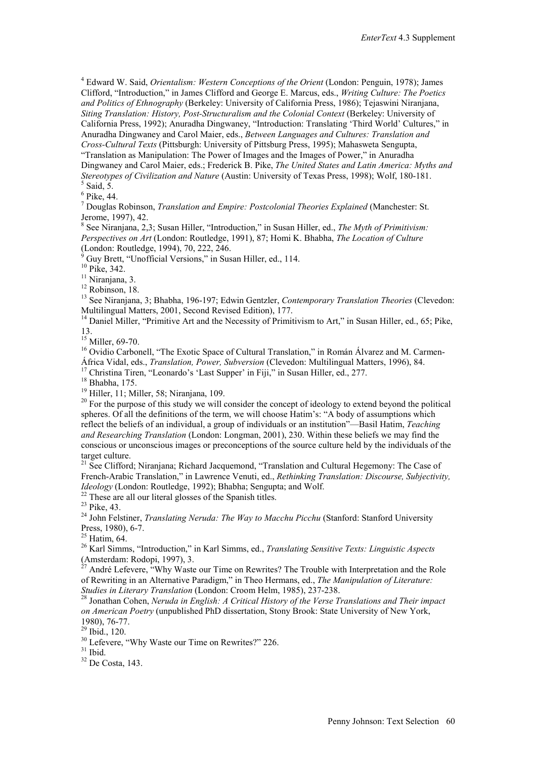[4] Edward W. Said, *Orientalism: Western Conceptions of the Orient* (London: Penguin, 1978); James Clifford, "Introduction," in James Clifford and George E. Marcus, eds., *Writing Culture: The Poetics and Politics of Ethnography* (Berkeley: University of California Press, 1986); Tejaswini Niranjana, *Siting Translation: History, Post-Structuralism and the Colonial Context* (Berkeley: University of California Press, 1992); Anuradha Dingwaney, "Introduction: Translating 'Third World' Cultures," in Anuradha Dingwaney and Carol Maier, eds., *Between Languages and Cultures: Translation and Cross-Cultural Texts* (Pittsburgh: University of Pittsburg Press, 1995); Mahasweta Sengupta, "Translation as Manipulation: The Power of Images and the Images of Power," in Anuradha Dingwaney and Carol Maier, eds.; Frederick B. Pike, *The United States and Latin America: Myths and Stereotypes of Civilization and Nature* (Austin: University of Texas Press, 1998); Wolf, 180-181.

[5] Said, 5.

[6] Pike, 44.

[7] Douglas Robinson, *Translation and Empire: Postcolonial Theories Explained* (Manchester: St. Jerome, 1997), 42.

[8] See Niranjana, 2,3; Susan Hiller, "Introduction," in Susan Hiller, ed., *The Myth of Primitivism: Perspectives on Art* (London: Routledge, 1991), 87; Homi K. Bhabha, *The Location of Culture* (London: Routledge, 1994), 70, 222, 246.

[9] Guy Brett, "Unofficial Versions," in Susan Hiller, ed., 114.

[10] Pike, 342.

[11] Niranjana, 3.

[12] Robinson, 18.

[13] See Niranjana, 3; Bhabha, 196-197; Edwin Gentzler, *Contemporary Translation Theories* (Clevedon: Multilingual Matters, 2001, Second Revised Edition), 177.

[14] Daniel Miller, "Primitive Art and the Necessity of Primitivism to Art," in Susan Hiller, ed., 65; Pike, 13.

[15] Miller, 69-70.

[16] Ovidio Carbonell, "The Exotic Space of Cultural Translation," in Román Álvarez and M. Carmen-África Vidal, eds., *Translation, Power, Subversion* (Clevedon: Multilingual Matters, 1996), 84.

[17] Christina Tiren, "Leonardo's 'Last Supper' in Fiji," in Susan Hiller, ed., 277.

[18] Bhabha, 175.

[19] Hiller, 11; Miller, 58; Niranjana, 109.

[20] For the purpose of this study we will consider the concept of ideology to extend beyond the political spheres. Of all the definitions of the term, we will choose Hatim's: "A body of assumptions which reflect the beliefs of an individual, a group of individuals or an institution"—Basil Hatim, *Teaching and Researching Translation* (London: Longman, 2001), 230. Within these beliefs we may find the conscious or unconscious images or preconceptions of the source culture held by the individuals of the target culture.

[21] See Clifford; Niranjana; Richard Jacquemond, "Translation and Cultural Hegemony: The Case of French-Arabic Translation," in Lawrence Venuti, ed., *Rethinking Translation: Discourse, Subjectivity, Ideology* (London: Routledge, 1992); Bhabha; Sengupta; and Wolf.

[22] These are all our literal glosses of the Spanish titles.

[23] Pike, 43.

[24] John Felstiner, *Translating Neruda: The Way to Macchu Picchu* (Stanford: Stanford University Press, 1980), 6-7.

[25] Hatim, 64.

[26] Karl Simms, "Introduction," in Karl Simms, ed., *Translating Sensitive Texts: Linguistic Aspects* (Amsterdam: Rodopi, 1997), 3.

[27] André Lefevere, "Why Waste our Time on Rewrites? The Trouble with Interpretation and the Role of Rewriting in an Alternative Paradigm," in Theo Hermans, ed., *The Manipulation of Literature: Studies in Literary Translation* (London: Croom Helm, 1985), 237-238.

[28] Jonathan Cohen, *Neruda in English: A Critical History of the Verse Translations and Their impact on American Poetry* (unpublished PhD dissertation, Stony Brook: State University of New York, 1980), 76-77.

[29] Ibid., 120.

[30] Lefevere, "Why Waste our Time on Rewrites?" 226.

[31] Ibid.

[32] De Costa, 143.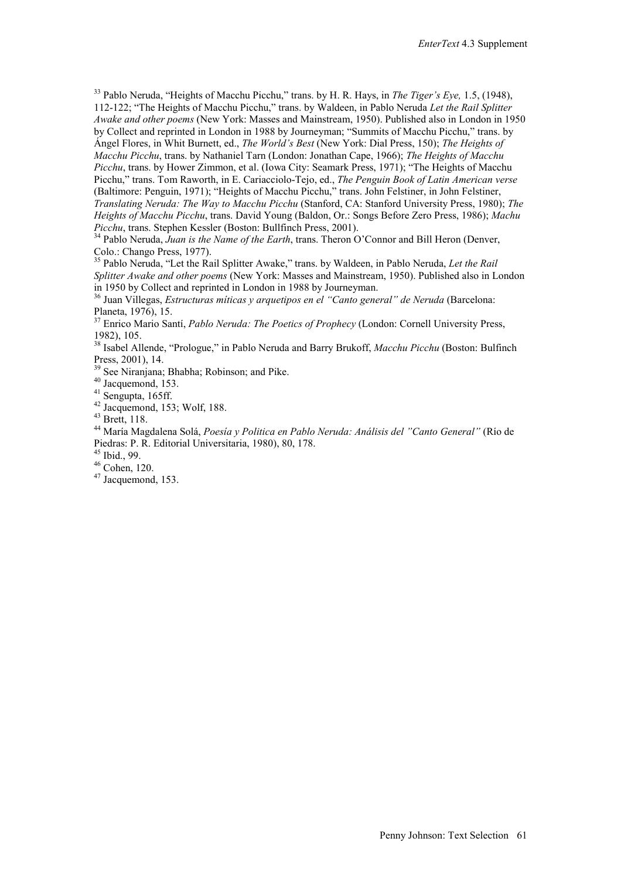[33] Pablo Neruda, "Heights of Macchu Picchu," trans. by H. R. Hays, in *The Tiger's Eye,* 1.5, (1948), 112-122; "The Heights of Macchu Picchu," trans. by Waldeen, in Pablo Neruda *Let the Rail Splitter Awake and other poems* (New York: Masses and Mainstream, 1950). Published also in London in 1950 by Collect and reprinted in London in 1988 by Journeyman; "Summits of Macchu Picchu," trans. by Ángel Flores, in Whit Burnett, ed., *The World's Best* (New York: Dial Press, 150); *The Heights of Macchu Picchu*, trans. by Nathaniel Tarn (London: Jonathan Cape, 1966); *The Heights of Macchu Picchu*, trans. by Hower Zimmon, et al. (Iowa City: Seamark Press, 1971); "The Heights of Macchu Picchu," trans. Tom Raworth, in E. Cariacciolo-Tejo, ed., *The Penguin Book of Latin American verse* (Baltimore: Penguin, 1971); "Heights of Macchu Picchu," trans. John Felstiner, in John Felstiner, *Translating Neruda: The Way to Macchu Picchu* (Stanford, CA: Stanford University Press, 1980); *The Heights of Macchu Picchu*, trans. David Young (Baldon, Or.: Songs Before Zero Press, 1986); *Machu Picchu*, trans. Stephen Kessler (Boston: Bullfinch Press, 2001).

[34] Pablo Neruda, *Juan is the Name of the Earth*, trans. Theron O'Connor and Bill Heron (Denver, Colo.: Chango Press, 1977).

[35] Pablo Neruda, "Let the Rail Splitter Awake," trans. by Waldeen, in Pablo Neruda, *Let the Rail Splitter Awake and other poems* (New York: Masses and Mainstream, 1950). Published also in London in 1950 by Collect and reprinted in London in 1988 by Journeyman.

[36] Juan Villegas, *Estructuras míticas y arquetipos en el "Canto general" de Neruda* (Barcelona: Planeta, 1976), 15.

[37] Enrico Mario Santí, *Pablo Neruda: The Poetics of Prophecy* (London: Cornell University Press, 1982), 105.

[38] Isabel Allende, "Prologue," in Pablo Neruda and Barry Brukoff, *Macchu Picchu* (Boston: Bulfinch Press, 2001), 14.

[39] See Niranjana; Bhabha; Robinson; and Pike.

[40] Jacquemond, 153.

[41] Sengupta, 165ff.

[42] Jacquemond, 153; Wolf, 188.

[43] Brett, 118.

[44] María Magdalena Solá, *Poesía y Politica en Pablo Neruda: Análisis del "Canto General"* (Río de Piedras: P. R. Editorial Universitaria, 1980), 80, 178.

[45] Ibid., 99.

[46] Cohen, 120.

[47] Jacquemond, 153.